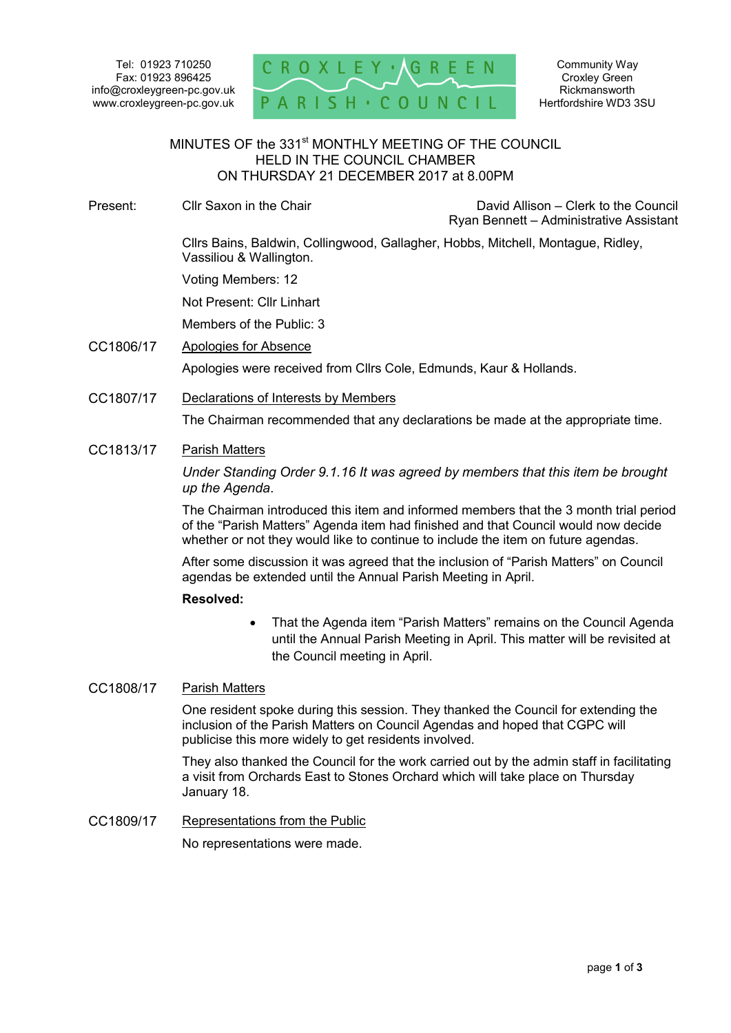Tel: 01923 710250
Fax: 01923 896425
info@croxleygreen-pc.gov.uk
www.croxleygreen-pc.gov.uk

CROXLEY GREEN PARISH COUNCIL

Community Way
Croxley Green
Rickmansworth
Hertfordshire WD3 3SU

# MINUTES OF the 331st MONTHLY MEETING OF THE COUNCIL HELD IN THE COUNCIL CHAMBER ON THURSDAY 21 DECEMBER 2017 at 8.00PM

Present: Cllr Saxon in the Chair

David Allison – Clerk to the Council
Ryan Bennett – Administrative Assistant

Cllrs Bains, Baldwin, Collingwood, Gallagher, Hobbs, Mitchell, Montague, Ridley, Vassiliou & Wallington.

Voting Members: 12

Not Present: Cllr Linhart

Members of the Public: 3

CC1806/17 Apologies for Absence

Apologies were received from Cllrs Cole, Edmunds, Kaur & Hollands.

CC1807/17 Declarations of Interests by Members

The Chairman recommended that any declarations be made at the appropriate time.

CC1813/17 Parish Matters

*Under Standing Order 9.1.16 It was agreed by members that this item be brought up the Agenda.*

The Chairman introduced this item and informed members that the 3 month trial period of the "Parish Matters" Agenda item had finished and that Council would now decide whether or not they would like to continue to include the item on future agendas.

After some discussion it was agreed that the inclusion of "Parish Matters" on Council agendas be extended until the Annual Parish Meeting in April.

**Resolved:**

- That the Agenda item "Parish Matters" remains on the Council Agenda until the Annual Parish Meeting in April. This matter will be revisited at the Council meeting in April.

CC1808/17 Parish Matters

One resident spoke during this session. They thanked the Council for extending the inclusion of the Parish Matters on Council Agendas and hoped that CGPC will publicise this more widely to get residents involved.

They also thanked the Council for the work carried out by the admin staff in facilitating a visit from Orchards East to Stones Orchard which will take place on Thursday January 18.

CC1809/17 Representations from the Public

No representations were made.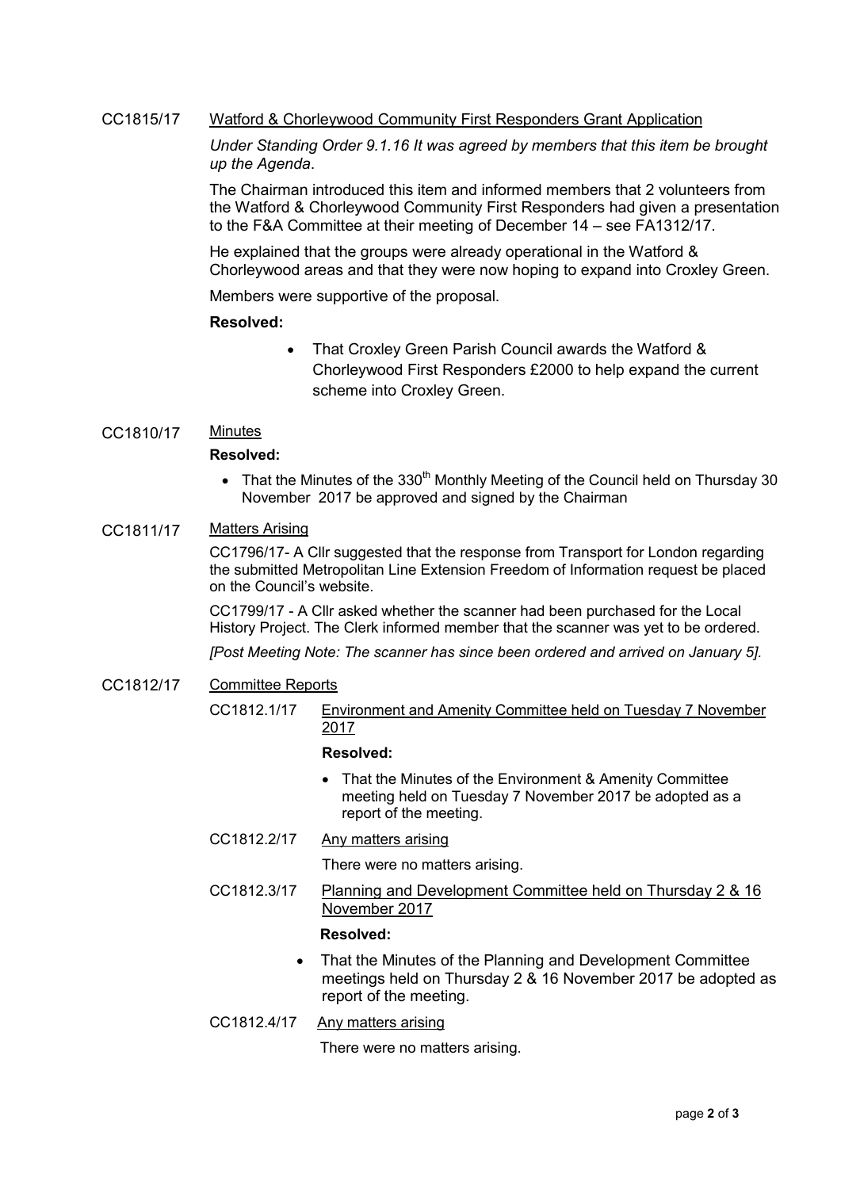CC1815/17 Watford & Chorleywood Community First Responders Grant Application

*Under Standing Order 9.1.16 It was agreed by members that this item be brought up the Agenda*.

The Chairman introduced this item and informed members that 2 volunteers from the Watford & Chorleywood Community First Responders had given a presentation to the F&A Committee at their meeting of December 14 – see FA1312/17.

He explained that the groups were already operational in the Watford & Chorleywood areas and that they were now hoping to expand into Croxley Green.

Members were supportive of the proposal.

**Resolved:**

- That Croxley Green Parish Council awards the Watford & Chorleywood First Responders £2000 to help expand the current scheme into Croxley Green.

CC1810/17 Minutes

**Resolved:**

- That the Minutes of the 330th Monthly Meeting of the Council held on Thursday 30 November 2017 be approved and signed by the Chairman

CC1811/17 Matters Arising

CC1796/17- A Cllr suggested that the response from Transport for London regarding the submitted Metropolitan Line Extension Freedom of Information request be placed on the Council's website.

CC1799/17 - A Cllr asked whether the scanner had been purchased for the Local History Project. The Clerk informed member that the scanner was yet to be ordered.

*[Post Meeting Note: The scanner has since been ordered and arrived on January 5].*

CC1812/17 Committee Reports

CC1812.1/17 Environment and Amenity Committee held on Tuesday 7 November 2017

**Resolved:**

- That the Minutes of the Environment & Amenity Committee meeting held on Tuesday 7 November 2017 be adopted as a report of the meeting.

CC1812.2/17 Any matters arising

There were no matters arising.

CC1812.3/17 Planning and Development Committee held on Thursday 2 & 16 November 2017

**Resolved:**

- That the Minutes of the Planning and Development Committee meetings held on Thursday 2 & 16 November 2017 be adopted as report of the meeting.

CC1812.4/17 Any matters arising

There were no matters arising.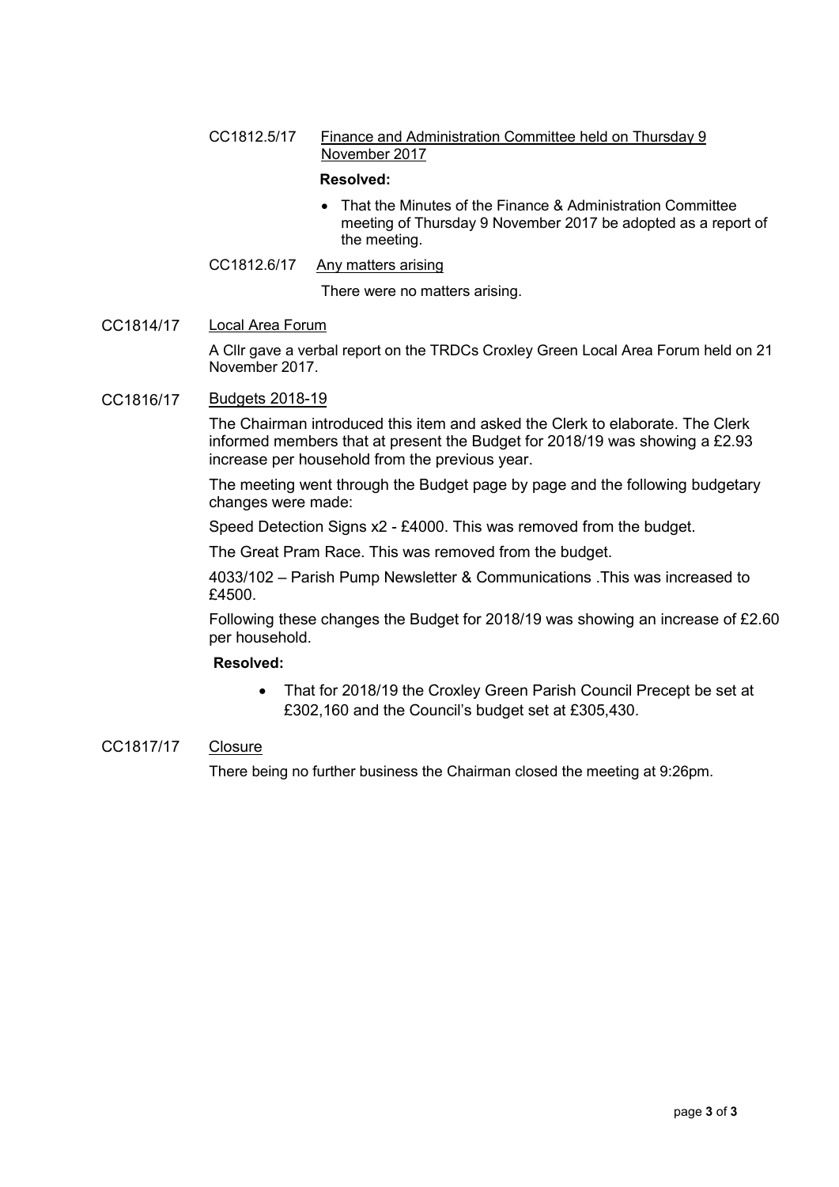CC1812.5/17 Finance and Administration Committee held on Thursday 9 November 2017

**Resolved:**

- That the Minutes of the Finance & Administration Committee meeting of Thursday 9 November 2017 be adopted as a report of the meeting.

CC1812.6/17 Any matters arising

There were no matters arising.

CC1814/17 Local Area Forum

A Cllr gave a verbal report on the TRDCs Croxley Green Local Area Forum held on 21 November 2017.

CC1816/17 Budgets 2018-19

The Chairman introduced this item and asked the Clerk to elaborate. The Clerk informed members that at present the Budget for 2018/19 was showing a £2.93 increase per household from the previous year.

The meeting went through the Budget page by page and the following budgetary changes were made:

Speed Detection Signs x2 - £4000. This was removed from the budget.

The Great Pram Race. This was removed from the budget.

4033/102 – Parish Pump Newsletter & Communications .This was increased to £4500.

Following these changes the Budget for 2018/19 was showing an increase of £2.60 per household.

**Resolved:**

- That for 2018/19 the Croxley Green Parish Council Precept be set at £302,160 and the Council's budget set at £305,430.

CC1817/17 Closure

There being no further business the Chairman closed the meeting at 9:26pm.